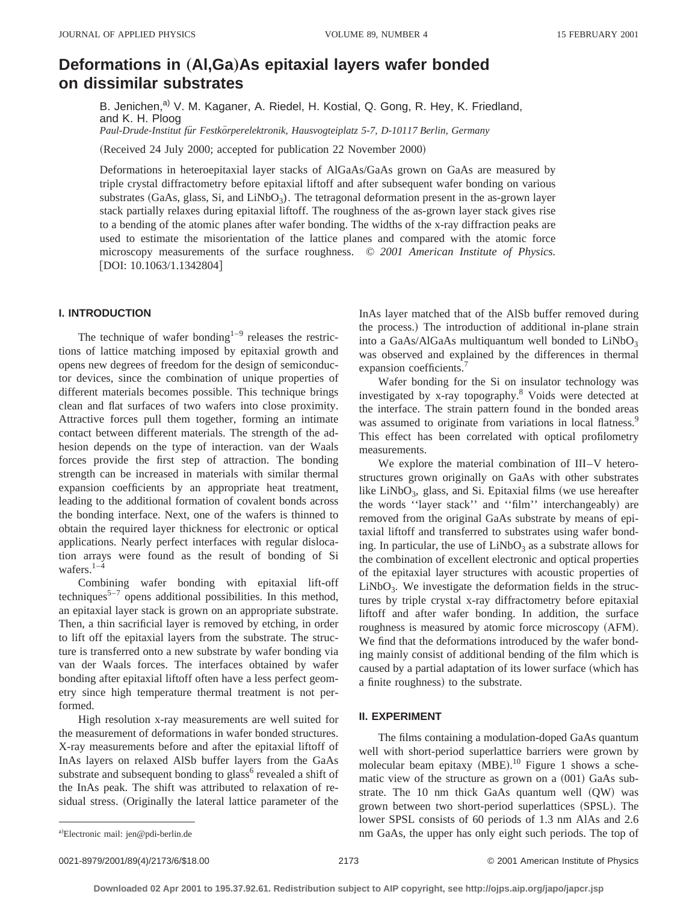# Deformations in (Al,Ga)As epitaxial layers wafer bonded on dissimilar substrates

B. Jenichen,[a] V. M. Kaganer, A. Riedel, H. Kostial, Q. Gong, R. Hey, K. Friedland, and K. H. Ploog

*Paul-Drude-Institut für Festkörperelektronik, Hausvogteiplatz 5-7, D-10117 Berlin, Germany*

(Received 24 July 2000; accepted for publication 22 November 2000)

Deformations in heteroepitaxial layer stacks of AlGaAs/GaAs grown on GaAs are measured by triple crystal diffractometry before epitaxial liftoff and after subsequent wafer bonding on various substrates (GaAs, glass, Si, and $LiNbO_3$). The tetragonal deformation present in the as-grown layer stack partially relaxes during epitaxial liftoff. The roughness of the as-grown layer stack gives rise to a bending of the atomic planes after wafer bonding. The widths of the x-ray diffraction peaks are used to estimate the misorientation of the lattice planes and compared with the atomic force microscopy measurements of the surface roughness. © *2001 American Institute of Physics.* [DOI: 10.1063/1.1342804]

## I. INTRODUCTION

The technique of wafer bonding[1–9] releases the restrictions of lattice matching imposed by epitaxial growth and opens new degrees of freedom for the design of semiconductor devices, since the combination of unique properties of different materials becomes possible. This technique brings clean and flat surfaces of two wafers into close proximity. Attractive forces pull them together, forming an intimate contact between different materials. The strength of the adhesion depends on the type of interaction. van der Waals forces provide the first step of attraction. The bonding strength can be increased in materials with similar thermal expansion coefficients by an appropriate heat treatment, leading to the additional formation of covalent bonds across the bonding interface. Next, one of the wafers is thinned to obtain the required layer thickness for electronic or optical applications. Nearly perfect interfaces with regular dislocation arrays were found as the result of bonding of Si wafers.[1–4]

Combining wafer bonding with epitaxial lift-off techniques[5–7] opens additional possibilities. In this method, an epitaxial layer stack is grown on an appropriate substrate. Then, a thin sacrificial layer is removed by etching, in order to lift off the epitaxial layers from the substrate. The structure is transferred onto a new substrate by wafer bonding via van der Waals forces. The interfaces obtained by wafer bonding after epitaxial liftoff often have a less perfect geometry since high temperature thermal treatment is not performed.

High resolution x-ray measurements are well suited for the measurement of deformations in wafer bonded structures. X-ray measurements before and after the epitaxial liftoff of InAs layers on relaxed AlSb buffer layers from the GaAs substrate and subsequent bonding to glass[6] revealed a shift of the InAs peak. The shift was attributed to relaxation of residual stress. (Originally the lateral lattice parameter of the InAs layer matched that of the AlSb buffer removed during the process.) The introduction of additional in-plane strain into a GaAs/AlGaAs multiquantum well bonded to $LiNbO_3$ was observed and explained by the differences in thermal expansion coefficients.[7]

Wafer bonding for the Si on insulator technology was investigated by x-ray topography.[8] Voids were detected at the interface. The strain pattern found in the bonded areas was assumed to originate from variations in local flatness.[9] This effect has been correlated with optical profilometry measurements.

We explore the material combination of III–V heterostructures grown originally on GaAs with other substrates like $LiNbO_3$, glass, and Si. Epitaxial films (we use hereafter the words ''layer stack'' and ''film'' interchangeably) are removed from the original GaAs substrate by means of epitaxial liftoff and transferred to substrates using wafer bonding. In particular, the use of $LiNbO_3$ as a substrate allows for the combination of excellent electronic and optical properties of the epitaxial layer structures with acoustic properties of $LiNbO_3$. We investigate the deformation fields in the structures by triple crystal x-ray diffractometry before epitaxial liftoff and after wafer bonding. In addition, the surface roughness is measured by atomic force microscopy (AFM). We find that the deformations introduced by the wafer bonding mainly consist of additional bending of the film which is caused by a partial adaptation of its lower surface (which has a finite roughness) to the substrate.

## II. EXPERIMENT

The films containing a modulation-doped GaAs quantum well with short-period superlattice barriers were grown by molecular beam epitaxy (MBE).[10] Figure 1 shows a schematic view of the structure as grown on a (001) GaAs substrate. The 10 nm thick GaAs quantum well (QW) was grown between two short-period superlattices (SPSL). The lower SPSL consists of 60 periods of 1.3 nm AlAs and 2.6 nm GaAs, the upper has only eight such periods. The top of

[a]Electronic mail: jen@pdi-berlin.de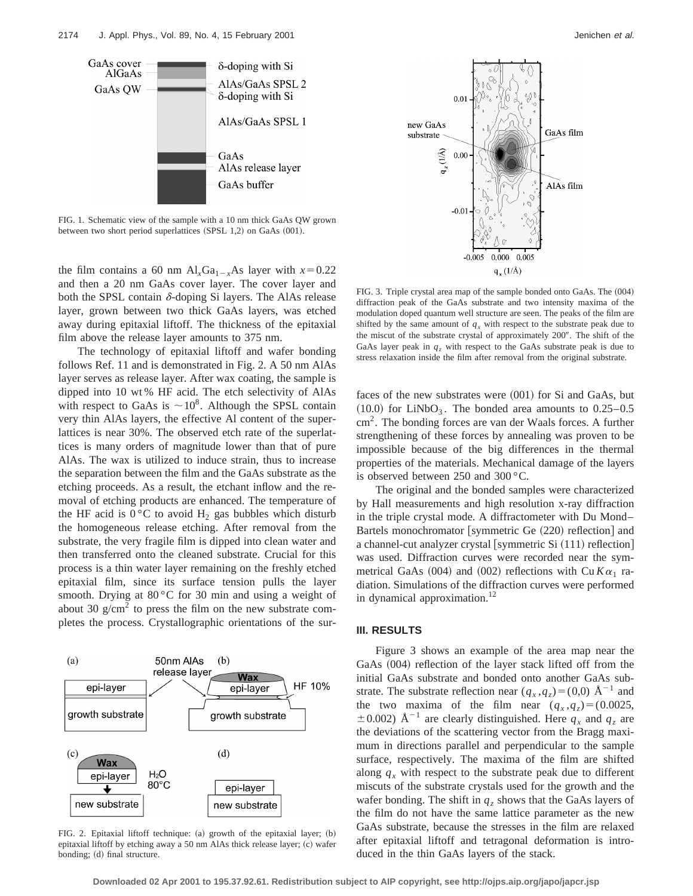FIG. 1. Schematic view of the sample with a 10 nm thick GaAs QW grown between two short period superlattices (SPSL 1,2) on GaAs (001).

the film contains a 60 nm $Al_xGa_{1-x}As$ layer with $x=0.22$ and then a 20 nm GaAs cover layer. The cover layer and both the SPSL contain δ-doping Si layers. The AlAs release layer, grown between two thick GaAs layers, was etched away during epitaxial liftoff. The thickness of the epitaxial film above the release layer amounts to 375 nm.

The technology of epitaxial liftoff and wafer bonding follows Ref. 11 and is demonstrated in Fig. 2. A 50 nm AlAs layer serves as release layer. After wax coating, the sample is dipped into 10 wt % HF acid. The etch selectivity of AlAs with respect to GaAs is $\sim 10^8$. Although the SPSL contain very thin AlAs layers, the effective Al content of the superlattices is near 30%. The observed etch rate of the superlattices is many orders of magnitude lower than that of pure AlAs. The wax is utilized to induce strain, thus to increase the separation between the film and the GaAs substrate as the etching proceeds. As a result, the etchant inflow and the removal of etching products are enhanced. The temperature of the HF acid is 0 °C to avoid $H_2$ gas bubbles which disturb the homogeneous release etching. After removal from the substrate, the very fragile film is dipped into clean water and then transferred onto the cleaned substrate. Crucial for this process is a thin water layer remaining on the freshly etched epitaxial film, since its surface tension pulls the layer smooth. Drying at 80 °C for 30 min and using a weight of about 30 g/cm$^2$ to press the film on the new substrate completes the process. Crystallographic orientations of the surfaces of the new substrates were (001) for Si and GaAs, but (10.0) for $LiNbO_3$. The bonded area amounts to 0.25–0.5 cm$^2$. The bonding forces are van der Waals forces. A further strengthening of these forces by annealing was proven to be impossible because of the big differences in the thermal properties of the materials. Mechanical damage of the layers is observed between 250 and 300 °C.

FIG. 2. Epitaxial liftoff technique: (a) growth of the epitaxial layer; (b) epitaxial liftoff by etching away a 50 nm AlAs thick release layer; (c) wafer bonding; (d) final structure.

FIG. 3. Triple crystal area map of the sample bonded onto GaAs. The (004) diffraction peak of the GaAs substrate and two intensity maxima of the modulation doped quantum well structure are seen. The peaks of the film are shifted by the same amount of $q_x$ with respect to the substrate peak due to the miscut of the substrate crystal of approximately 200″. The shift of the GaAs layer peak in $q_z$ with respect to the GaAs substrate peak is due to stress relaxation inside the film after removal from the original substrate.

The original and the bonded samples were characterized by Hall measurements and high resolution x-ray diffraction in the triple crystal mode. A diffractometer with Du Mond–Bartels monochromator [symmetric Ge (220) reflection] and a channel-cut analyzer crystal [symmetric Si (111) reflection] was used. Diffraction curves were recorded near the symmetrical GaAs (004) and (002) reflections with Cu $K\alpha_1$ radiation. Simulations of the diffraction curves were performed in dynamical approximation.[12]

## III. RESULTS

Figure 3 shows an example of the area map near the GaAs (004) reflection of the layer stack lifted off from the initial GaAs substrate and bonded onto another GaAs substrate. The substrate reflection near $(q_x,q_z)=(0,0)$ Å$^{-1}$ and the two maxima of the film near $(q_x,q_z)=(0.0025, \pm 0.002)$ Å$^{-1}$ are clearly distinguished. Here $q_x$ and $q_z$ are the deviations of the scattering vector from the Bragg maximum in directions parallel and perpendicular to the sample surface, respectively. The maxima of the film are shifted along $q_x$ with respect to the substrate peak due to different miscuts of the substrate crystals used for the growth and the wafer bonding. The shift in $q_z$ shows that the GaAs layers of the film do not have the same lattice parameter as the new GaAs substrate, because the stresses in the film are relaxed after epitaxial liftoff and tetragonal deformation is introduced in the thin GaAs layers of the stack.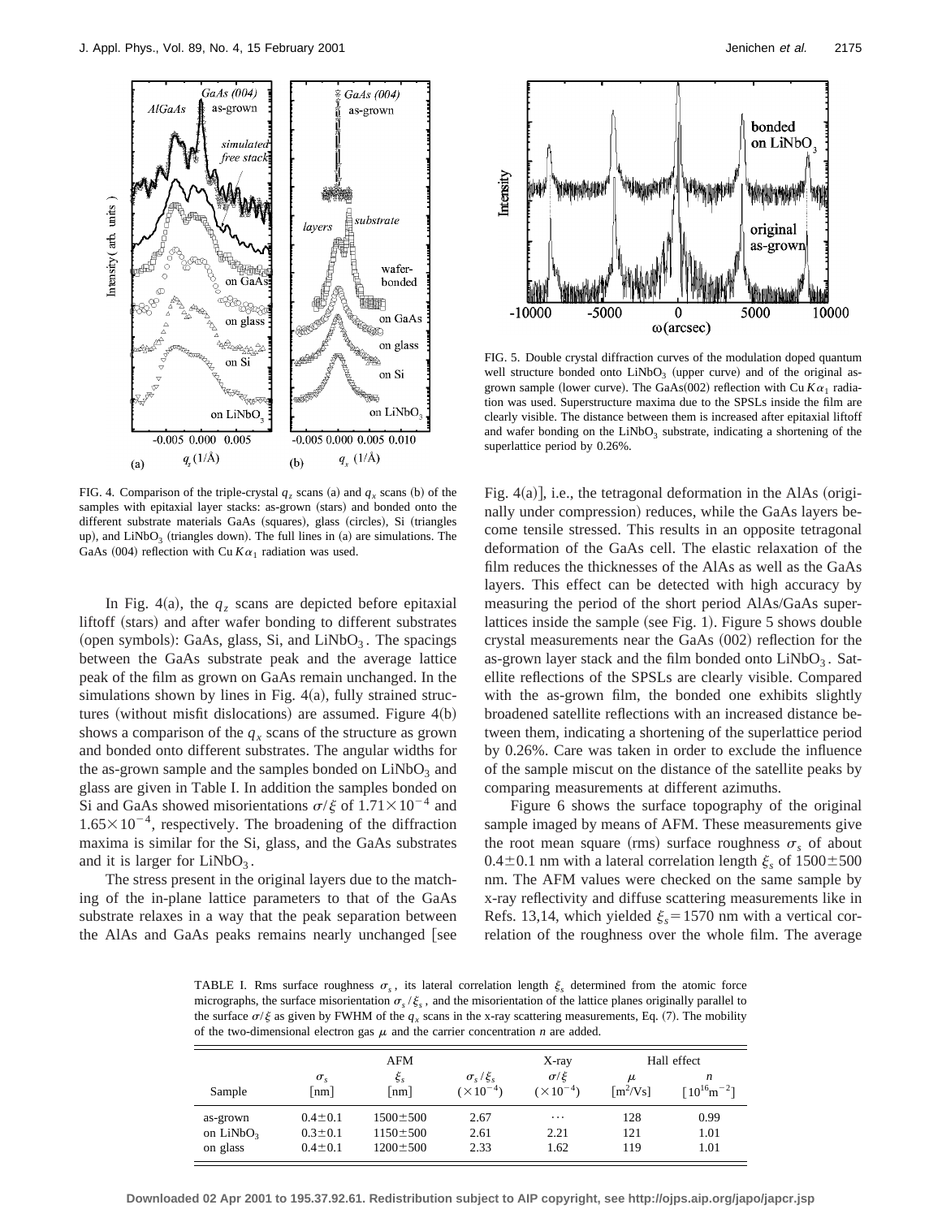FIG. 4. Comparison of the triple-crystal $q_z$ scans (a) and $q_x$ scans (b) of the samples with epitaxial layer stacks: as-grown (stars) and bonded onto the different substrate materials GaAs (squares), glass (circles), Si (triangles up), and $LiNbO_3$ (triangles down). The full lines in (a) are simulations. The GaAs (004) reflection with Cu $K\alpha_1$ radiation was used.

FIG. 5. Double crystal diffraction curves of the modulation doped quantum well structure bonded onto $LiNbO_3$ (upper curve) and of the original as-grown sample (lower curve). The GaAs(002) reflection with Cu $K\alpha_1$ radiation was used. Superstructure maxima due to the SPSLs inside the film are clearly visible. The distance between them is increased after epitaxial liftoff and wafer bonding on the $LiNbO_3$ substrate, indicating a shortening of the superlattice period by 0.26%.

In Fig. 4(a), the $q_z$ scans are depicted before epitaxial liftoff (stars) and after wafer bonding to different substrates (open symbols): GaAs, glass, Si, and $LiNbO_3$. The spacings between the GaAs substrate peak and the average lattice peak of the film as grown on GaAs remain unchanged. In the simulations shown by lines in Fig. 4(a), fully strained structures (without misfit dislocations) are assumed. Figure 4(b) shows a comparison of the $q_x$ scans of the structure as grown and bonded onto different substrates. The angular widths for the as-grown sample and the samples bonded on $LiNbO_3$ and glass are given in Table I. In addition the samples bonded on Si and GaAs showed misorientations $\sigma/\xi$ of $1.71\times10^{-4}$ and $1.65\times10^{-4}$, respectively. The broadening of the diffraction maxima is similar for the Si, glass, and the GaAs substrates and it is larger for $LiNbO_3$.

The stress present in the original layers due to the matching of the in-plane lattice parameters to that of the GaAs substrate relaxes in a way that the peak separation between the AlAs and GaAs peaks remains nearly unchanged [see Fig. 4(a)], i.e., the tetragonal deformation in the AlAs (originally under compression) reduces, while the GaAs layers become tensile stressed. This results in an opposite tetragonal deformation of the GaAs cell. The elastic relaxation of the film reduces the thicknesses of the AlAs as well as the GaAs layers. This effect can be detected with high accuracy by measuring the period of the short period AlAs/GaAs superlattices inside the sample (see Fig. 1). Figure 5 shows double crystal measurements near the GaAs (002) reflection for the as-grown layer stack and the film bonded onto $LiNbO_3$. Satellite reflections of the SPSLs are clearly visible. Compared with the as-grown film, the bonded one exhibits slightly broadened satellite reflections with an increased distance between them, indicating a shortening of the superlattice period by 0.26%. Care was taken in order to exclude the influence of the sample miscut on the distance of the satellite peaks by comparing measurements at different azimuths.

Figure 6 shows the surface topography of the original sample imaged by means of AFM. These measurements give the root mean square (rms) surface roughness $\sigma_s$ of about $0.4\pm0.1$ nm with a lateral correlation length $\xi_s$ of $1500\pm500$ nm. The AFM values were checked on the same sample by x-ray reflectivity and diffuse scattering measurements like in Refs. 13,14, which yielded $\xi_s=1570$ nm with a vertical correlation of the roughness over the whole film. The average

TABLE I. Rms surface roughness $\sigma_s$, its lateral correlation length $\xi_s$ determined from the atomic force micrographs, the surface misorientation $\sigma_s/\xi_s$, and the misorientation of the lattice planes originally parallel to the surface $\sigma/\xi$ as given by FWHM of the $q_x$ scans in the x-ray scattering measurements, Eq. (7). The mobility of the two-dimensional electron gas $\mu$ and the carrier concentration $n$ are added.

| | AFM | | | X-ray | Hall effect | |
|---|---|---|---|---|---|---|
| Sample | $\sigma_s$ [nm] | $\xi_s$ [nm] | $\sigma_s/\xi_s$ ($\times10^{-4}$) | $\sigma/\xi$ ($\times10^{-4}$) | $\mu$ [m$^2$/Vs] | $n$ [$10^{16}$m$^{-2}$] |
| as-grown | $0.4\pm0.1$ | $1500\pm500$ | 2.67 | ⋯ | 128 | 0.99 |
| on $LiNbO_3$ | $0.3\pm0.1$ | $1150\pm500$ | 2.61 | 2.21 | 121 | 1.01 |
| on glass | $0.4\pm0.1$ | $1200\pm500$ | 2.33 | 1.62 | 119 | 1.01 |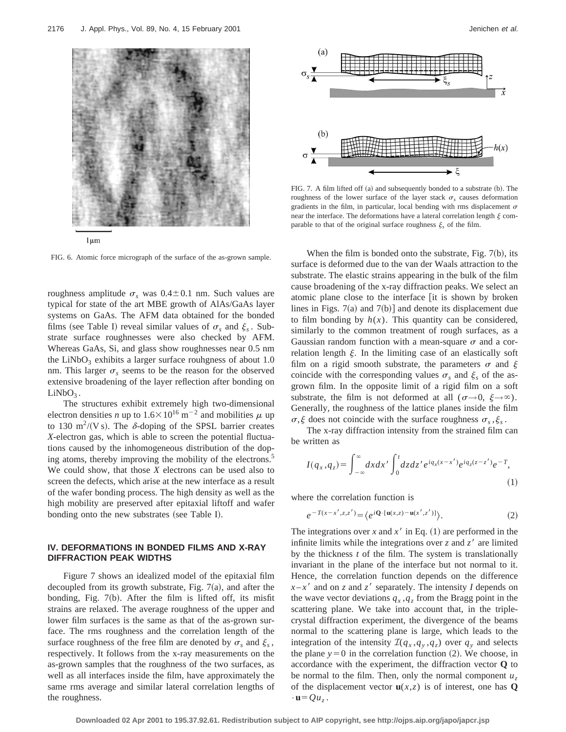FIG. 6. Atomic force micrograph of the surface of the as-grown sample.

roughness amplitude $\sigma_s$ was $0.4\pm0.1$ nm. Such values are typical for state of the art MBE growth of AlAs/GaAs layer systems on GaAs. The AFM data obtained for the bonded films (see Table I) reveal similar values of $\sigma_s$ and $\xi_s$. Substrate surface roughnesses were also checked by AFM. Whereas GaAs, Si, and glass show roughnesses near 0.5 nm the $LiNbO_3$ exhibits a larger surface rouhgness of about 1.0 nm. This larger $\sigma_s$ seems to be the reason for the observed extensive broadening of the layer reflection after bonding on $LiNbO_3$.

The structures exhibit extremely high two-dimensional electron densities $n$ up to $1.6\times10^{16}\ \mathrm{m}^{-2}$ and mobilities $\mu$ up to 130 $\mathrm{m}^2/(\mathrm{V\,s})$. The $\delta$-doping of the SPSL barrier creates $X$-electron gas, which is able to screen the potential fluctuations caused by the inhomogeneous distribution of the doping atoms, thereby improving the mobility of the electrons.[5] We could show, that those $X$ electrons can be used also to screen the defects, which arise at the new interface as a result of the wafer bonding process. The high density as well as the high mobility are preserved after epitaxial liftoff and wafer bonding onto the new substrates (see Table I).

## IV. DEFORMATIONS IN BONDED FILMS AND X-RAY DIFFRACTION PEAK WIDTHS

Figure 7 shows an idealized model of the epitaxial film decoupled from its growth substrate, Fig. 7(a), and after the bonding, Fig. 7(b). After the film is lifted off, its misfit strains are relaxed. The average roughness of the upper and lower film surfaces is the same as that of the as-grown surface. The rms roughness and the correlation length of the surface roughness of the free film are denoted by $\sigma_s$ and $\xi_s$, respectively. It follows from the x-ray measurements on the as-grown samples that the roughness of the two surfaces, as well as all interfaces inside the film, have approximately the same rms average and similar lateral correlation lengths of the roughness.

FIG. 7. A film lifted off (a) and subsequently bonded to a substrate (b). The roughness of the lower surface of the layer stack $\sigma_s$ causes deformation gradients in the film, in particular, local bending with rms displacement $\sigma$ near the interface. The deformations have a lateral correlation length $\xi$ comparable to that of the original surface roughness $\xi_s$ of the film.

When the film is bonded onto the substrate, Fig. 7(b), its surface is deformed due to the van der Waals attraction to the substrate. The elastic strains appearing in the bulk of the film cause broadening of the x-ray diffraction peaks. We select an atomic plane close to the interface [it is shown by broken lines in Figs. 7(a) and 7(b)] and denote its displacement due to film bonding by $h(x)$. This quantity can be considered, similarly to the common treatment of rough surfaces, as a Gaussian random function with a mean-square $\sigma$ and a correlation length $\xi$. In the limiting case of an elastically soft film on a rigid smooth substrate, the parameters $\sigma$ and $\xi$ coincide with the corresponding values $\sigma_s$ and $\xi_s$ of the as-grown film. In the opposite limit of a rigid film on a soft substrate, the film is not deformed at all ($\sigma\to0$, $\xi\to\infty$). Generally, the roughness of the lattice planes inside the film $\sigma,\xi$ does not coincide with the surface roughness $\sigma_s,\xi_s$.

The x-ray diffraction intensity from the strained film can be written as

$$I(q_x,q_z)=\int_{-\infty}^{\infty}dx\,dx'\int_0^t dz\,dz'\,e^{iq_x(x-x')}e^{iq_z(z-z')}e^{-T},\tag{1}$$

where the correlation function is

$$e^{-T(x-x',z,z')}=\langle e^{i\mathbf{Q}\cdot[\mathbf{u}(x,z)-\mathbf{u}(x',z')]}\rangle.\tag{2}$$

The integrations over $x$ and $x'$ in Eq. (1) are performed in the infinite limits while the integrations over $z$ and $z'$ are limited by the thickness $t$ of the film. The system is translationally invariant in the plane of the interface but not normal to it. Hence, the correlation function depends on the difference $x-x'$ and on $z$ and $z'$ separately. The intensity $I$ depends on the wave vector deviations $q_x,q_z$ from the Bragg point in the scattering plane. We take into account that, in the triple-crystal diffraction experiment, the divergence of the beams normal to the scattering plane is large, which leads to the integration of the intensity $\mathcal{I}(q_x,q_y,q_z)$ over $q_y$ and selects the plane $y=0$ in the correlation function (2). We choose, in accordance with the experiment, the diffraction vector $\mathbf{Q}$ to be normal to the film. Then, only the normal component $u_z$ of the displacement vector $\mathbf{u}(x,z)$ is of interest, one has $\mathbf{Q}\cdot\mathbf{u}=Qu_z$.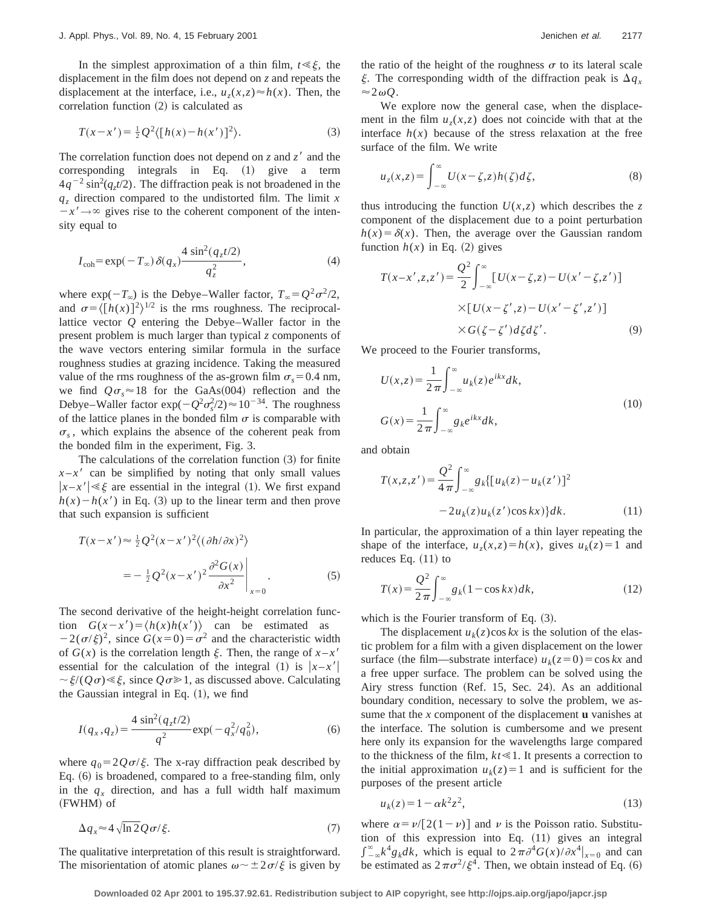In the simplest approximation of a thin film, $t \ll \xi$, the displacement in the film does not depend on $z$ and repeats the displacement at the interface, i.e., $u_z(x,z) \approx h(x)$. Then, the correlation function (2) is calculated as

$$T(x-x') = \tfrac{1}{2} Q^2 \langle [h(x) - h(x')]^2 \rangle. \tag{3}$$

The correlation function does not depend on $z$ and $z'$ and the corresponding integrals in Eq. (1) give a term $4q^{-2}\sin^2(q_z t/2)$. The diffraction peak is not broadened in the $q_z$ direction compared to the undistorted film. The limit $x - x' \to \infty$ gives rise to the coherent component of the intensity equal to

$$I_{\mathrm{coh}} = \exp(-T_\infty)\,\delta(q_x)\frac{4\sin^2(q_z t/2)}{q_z^2}, \tag{4}$$

where $\exp(-T_\infty)$ is the Debye–Waller factor, $T_\infty = Q^2\sigma^2/2$, and $\sigma = \langle [h(x)]^2 \rangle^{1/2}$ is the rms roughness. The reciprocal-lattice vector $Q$ entering the Debye–Waller factor in the present problem is much larger than typical $z$ components of the wave vectors entering similar formula in the surface roughness studies at grazing incidence. Taking the measured value of the rms roughness of the as-grown film $\sigma_s = 0.4$ nm, we find $Q\sigma_s \approx 18$ for the GaAs(004) reflection and the Debye–Waller factor $\exp(-Q^2\sigma_s^2/2) \approx 10^{-34}$. The roughness of the lattice planes in the bonded film $\sigma$ is comparable with $\sigma_s$, which explains the absence of the coherent peak from the bonded film in the experiment, Fig. 3.

The calculations of the correlation function (3) for finite $x - x'$ can be simplified by noting that only small values $|x - x'| \ll \xi$ are essential in the integral (1). We first expand $h(x) - h(x')$ in Eq. (3) up to the linear term and then prove that such expansion is sufficient

$$\begin{aligned} T(x-x') &\approx \tfrac{1}{2} Q^2 (x-x')^2 \langle (\partial h/\partial x)^2 \rangle \\ &= -\tfrac{1}{2} Q^2 (x-x')^2 \left.\frac{\partial^2 G(x)}{\partial x^2}\right|_{x=0}. \end{aligned} \tag{5}$$

The second derivative of the height-height correlation function $G(x-x') = \langle h(x) h(x') \rangle$ can be estimated as $-2(\sigma/\xi)^2$, since $G(x=0) = \sigma^2$ and the characteristic width of $G(x)$ is the correlation length $\xi$. Then, the range of $x - x'$ essential for the calculation of the integral (1) is $|x - x'| \sim \xi/(Q\sigma) \ll \xi$, since $Q\sigma \gg 1$, as discussed above. Calculating the Gaussian integral in Eq. (1), we find

$$I(q_x, q_z) = \frac{4\sin^2(q_z t/2)}{q^2}\exp(-q_x^2/q_0^2), \tag{6}$$

where $q_0 = 2Q\sigma/\xi$. The x-ray diffraction peak described by Eq. (6) is broadened, compared to a free-standing film, only in the $q_x$ direction, and has a full width half maximum (FWHM) of

$$\Delta q_x \approx 4\sqrt{\ln 2}\, Q\sigma/\xi. \tag{7}$$

The qualitative interpretation of this result is straightforward. The misorientation of atomic planes $\omega \sim \pm 2\sigma/\xi$ is given by the ratio of the height of the roughness $\sigma$ to its lateral scale $\xi$. The corresponding width of the diffraction peak is $\Delta q_x \approx 2\omega Q$.

We explore now the general case, when the displacement in the film $u_z(x,z)$ does not coincide with that at the interface $h(x)$ because of the stress relaxation at the free surface of the film. We write

$$u_z(x,z) = \int_{-\infty}^{\infty} U(x-\zeta, z) h(\zeta)\, d\zeta, \tag{8}$$

thus introducing the function $U(x,z)$ which describes the $z$ component of the displacement due to a point perturbation $h(x) = \delta(x)$. Then, the average over the Gaussian random function $h(x)$ in Eq. (2) gives

$$\begin{aligned} T(x-x', z, z') = \frac{Q^2}{2}\int_{-\infty}^{\infty} &[U(x-\zeta, z) - U(x'-\zeta, z')] \\ \times &[U(x-\zeta', z) - U(x'-\zeta', z')] \\ \times &G(\zeta - \zeta')\, d\zeta\, d\zeta'. \end{aligned} \tag{9}$$

We proceed to the Fourier transforms,

$$\begin{aligned} U(x,z) &= \frac{1}{2\pi}\int_{-\infty}^{\infty} u_k(z) e^{ikx}\, dk, \\ G(x) &= \frac{1}{2\pi}\int_{-\infty}^{\infty} g_k e^{ikx}\, dk, \end{aligned} \tag{10}$$

and obtain

$$\begin{aligned} T(x,z,z') = \frac{Q^2}{4\pi}\int_{-\infty}^{\infty} g_k \{ &[u_k(z) - u_k(z')]^2 \\ &- 2u_k(z) u_k(z') \cos kx) \}\, dk. \end{aligned} \tag{11}$$

In particular, the approximation of a thin layer repeating the shape of the interface, $u_z(x,z) = h(x)$, gives $u_k(z) = 1$ and reduces Eq. (11) to

$$T(x) = \frac{Q^2}{2\pi}\int_{-\infty}^{\infty} g_k (1 - \cos kx)\, dk, \tag{12}$$

which is the Fourier transform of Eq. (3).

The displacement $u_k(z)\cos kx$ is the solution of the elastic problem for a film with a given displacement on the lower surface (the film—substrate interface) $u_k(z=0) = \cos kx$ and a free upper surface. The problem can be solved using the Airy stress function (Ref. 15, Sec. 24). As an additional boundary condition, necessary to solve the problem, we assume that the $x$ component of the displacement $\mathbf{u}$ vanishes at the interface. The solution is cumbersome and we present here only its expansion for the wavelengths large compared to the thickness of the film, $kt \ll 1$. It presents a correction to the initial approximation $u_k(z) = 1$ and is sufficient for the purposes of the present article

$$u_k(z) = 1 - \alpha k^2 z^2, \tag{13}$$

where $\alpha = \nu/[2(1-\nu)]$ and $\nu$ is the Poisson ratio. Substitution of this expression into Eq. (11) gives an integral $\int_{-\infty}^{\infty} k^4 g_k\, dk$, which is equal to $2\pi \partial^4 G(x)/\partial x^4|_{x=0}$ and can be estimated as $2\pi\sigma^2/\xi^4$. Then, we obtain instead of Eq. (6)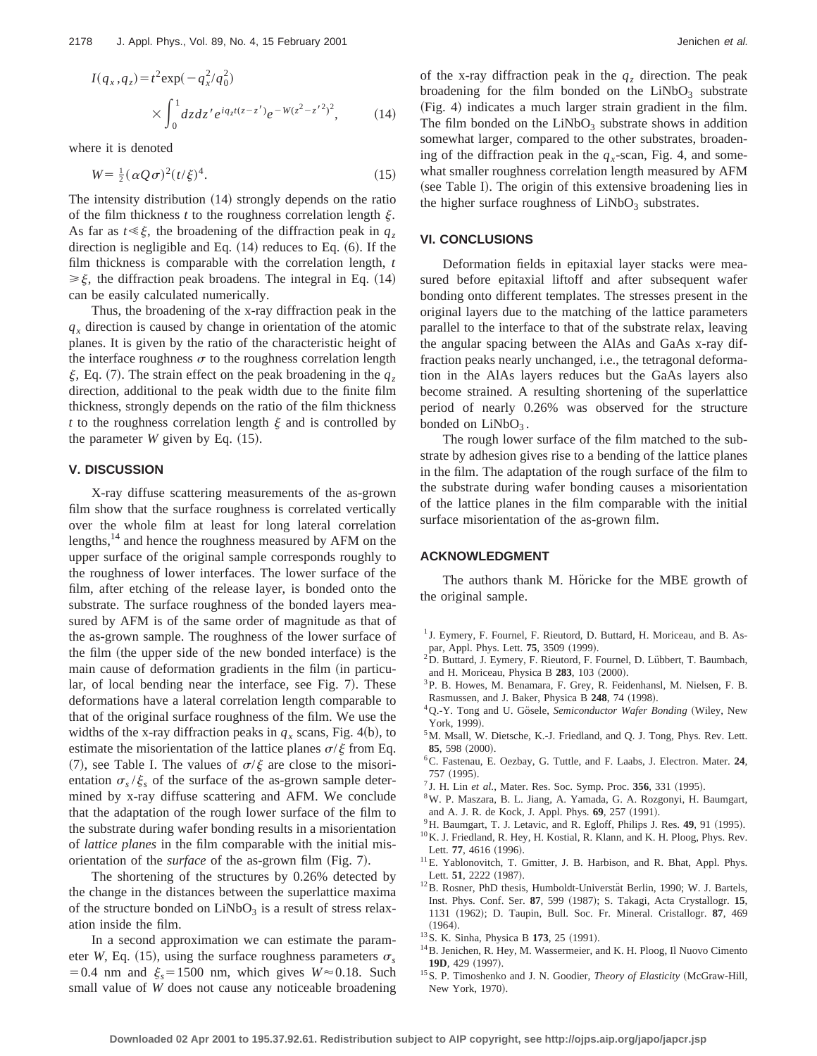$$I(q_x, q_z) = t^2 \exp(-q_x^2/q_0^2) \times \int_0^1 dz dz' e^{iq_z t(z-z')} e^{-W(z^2-z'^2)^2}, \qquad (14)$$

where it is denoted

$$W = \frac{1}{2}(\alpha Q \sigma)^2 (t/\xi)^4. \qquad (15)$$

The intensity distribution (14) strongly depends on the ratio of the film thickness $t$ to the roughness correlation length $\xi$. As far as $t \ll \xi$, the broadening of the diffraction peak in $q_z$ direction is negligible and Eq. (14) reduces to Eq. (6). If the film thickness is comparable with the correlation length, $t \geq \xi$, the diffraction peak broadens. The integral in Eq. (14) can be easily calculated numerically.

Thus, the broadening of the x-ray diffraction peak in the $q_x$ direction is caused by change in orientation of the atomic planes. It is given by the ratio of the characteristic height of the interface roughness $\sigma$ to the roughness correlation length $\xi$, Eq. (7). The strain effect on the peak broadening in the $q_z$ direction, additional to the peak width due to the finite film thickness, strongly depends on the ratio of the film thickness $t$ to the roughness correlation length $\xi$ and is controlled by the parameter $W$ given by Eq. (15).

## V. DISCUSSION

X-ray diffuse scattering measurements of the as-grown film show that the surface roughness is correlated vertically over the whole film at least for long lateral correlation lengths,[14] and hence the roughness measured by AFM on the upper surface of the original sample corresponds roughly to the roughness of lower interfaces. The lower surface of the film, after etching of the release layer, is bonded onto the substrate. The surface roughness of the bonded layers measured by AFM is of the same order of magnitude as that of the as-grown sample. The roughness of the lower surface of the film (the upper side of the new bonded interface) is the main cause of deformation gradients in the film (in particular, of local bending near the interface, see Fig. 7). These deformations have a lateral correlation length comparable to that of the original surface roughness of the film. We use the widths of the x-ray diffraction peaks in $q_x$ scans, Fig. 4(b), to estimate the misorientation of the lattice planes $\sigma/\xi$ from Eq. (7), see Table I. The values of $\sigma/\xi$ are close to the misorientation $\sigma_s/\xi_s$ of the surface of the as-grown sample determined by x-ray diffuse scattering and AFM. We conclude that the adaptation of the rough lower surface of the film to the substrate during wafer bonding results in a misorientation of *lattice planes* in the film comparable with the initial misorientation of the *surface* of the as-grown film (Fig. 7).

The shortening of the structures by 0.26% detected by the change in the distances between the superlattice maxima of the structure bonded on $LiNbO_3$ is a result of stress relaxation inside the film.

In a second approximation we can estimate the parameter $W$, Eq. (15), using the surface roughness parameters $\sigma_s = 0.4$ nm and $\xi_s = 1500$ nm, which gives $W \approx 0.18$. Such small value of $W$ does not cause any noticeable broadening of the x-ray diffraction peak in the $q_z$ direction. The peak broadening for the film bonded on the $LiNbO_3$ substrate (Fig. 4) indicates a much larger strain gradient in the film. The film bonded on the $LiNbO_3$ substrate shows in addition somewhat larger, compared to the other substrates, broadening of the diffraction peak in the $q_x$-scan, Fig. 4, and somewhat smaller roughness correlation length measured by AFM (see Table I). The origin of this extensive broadening lies in the higher surface roughness of $LiNbO_3$ substrates.

## VI. CONCLUSIONS

Deformation fields in epitaxial layer stacks were measured before epitaxial liftoff and after subsequent wafer bonding onto different templates. The stresses present in the original layers due to the matching of the lattice parameters parallel to the interface to that of the substrate relax, leaving the angular spacing between the AlAs and GaAs x-ray diffraction peaks nearly unchanged, i.e., the tetragonal deformation in the AlAs layers reduces but the GaAs layers also become strained. A resulting shortening of the superlattice period of nearly 0.26% was observed for the structure bonded on $LiNbO_3$.

The rough lower surface of the film matched to the substrate by adhesion gives rise to a bending of the lattice planes in the film. The adaptation of the rough surface of the film to the substrate during wafer bonding causes a misorientation of the lattice planes in the film comparable with the initial surface misorientation of the as-grown film.

## ACKNOWLEDGMENT

The authors thank M. Höricke for the MBE growth of the original sample.

[1] J. Eymery, F. Fournel, F. Rieutord, D. Buttard, H. Moriceau, and B. Aspar, Appl. Phys. Lett. **75**, 3509 (1999).
[2] D. Buttard, J. Eymery, F. Rieutord, F. Fournel, D. Lübbert, T. Baumbach, and H. Moriceau, Physica B **283**, 103 (2000).
[3] P. B. Howes, M. Benamara, F. Grey, R. Feidenhansl, M. Nielsen, F. B. Rasmussen, and J. Baker, Physica B **248**, 74 (1998).
[4] Q.-Y. Tong and U. Gösele, *Semiconductor Wafer Bonding* (Wiley, New York, 1999).
[5] M. Msall, W. Dietsche, K.-J. Friedland, and Q. J. Tong, Phys. Rev. Lett. **85**, 598 (2000).
[6] C. Fastenau, E. Oezbay, G. Tuttle, and F. Laabs, J. Electron. Mater. **24**, 757 (1995).
[7] J. H. Lin *et al.*, Mater. Res. Soc. Symp. Proc. **356**, 331 (1995).
[8] W. P. Maszara, B. L. Jiang, A. Yamada, G. A. Rozgonyi, H. Baumgart, and A. J. R. de Kock, J. Appl. Phys. **69**, 257 (1991).
[9] H. Baumgart, T. J. Letavic, and R. Egloff, Philips J. Res. **49**, 91 (1995).
[10] K. J. Friedland, R. Hey, H. Kostial, R. Klann, and K. H. Ploog, Phys. Rev. Lett. **77**, 4616 (1996).
[11] E. Yablonovitch, T. Gmitter, J. B. Harbison, and R. Bhat, Appl. Phys. Lett. **51**, 2222 (1987).
[12] B. Rosner, PhD thesis, Humboldt-Universtät Berlin, 1990; W. J. Bartels, Inst. Phys. Conf. Ser. **87**, 599 (1987); S. Takagi, Acta Crystallogr. **15**, 1131 (1962); D. Taupin, Bull. Soc. Fr. Mineral. Cristallogr. **87**, 469 (1964).
[13] S. K. Sinha, Physica B **173**, 25 (1991).
[14] B. Jenichen, R. Hey, M. Wassermeier, and K. H. Ploog, Il Nuovo Cimento **19D**, 429 (1997).
[15] S. P. Timoshenko and J. N. Goodier, *Theory of Elasticity* (McGraw-Hill, New York, 1970).